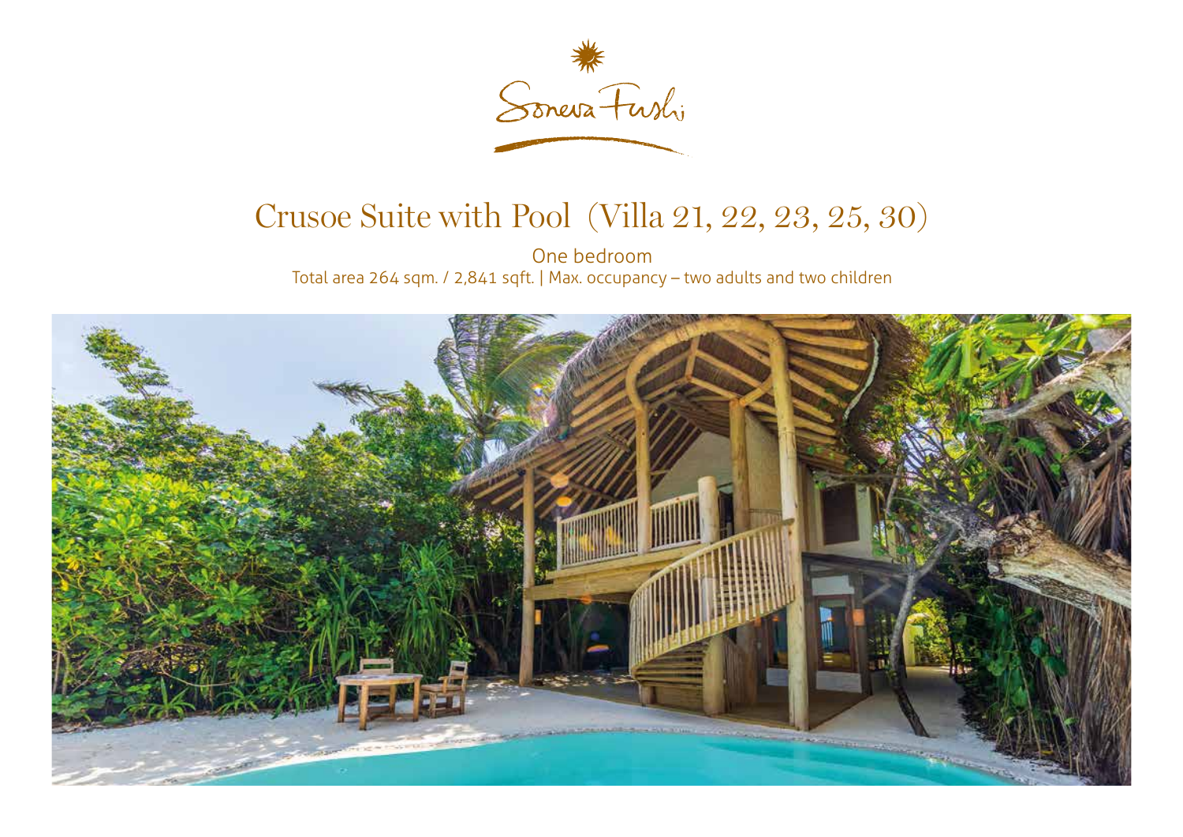Soneva Fushi

# Crusoe Suite with Pool (Villa 21, 22, 23, 25, 30)

One bedroom

Total area 264 sqm. / 2,841 sqft. | Max. occupancy – two adults and two children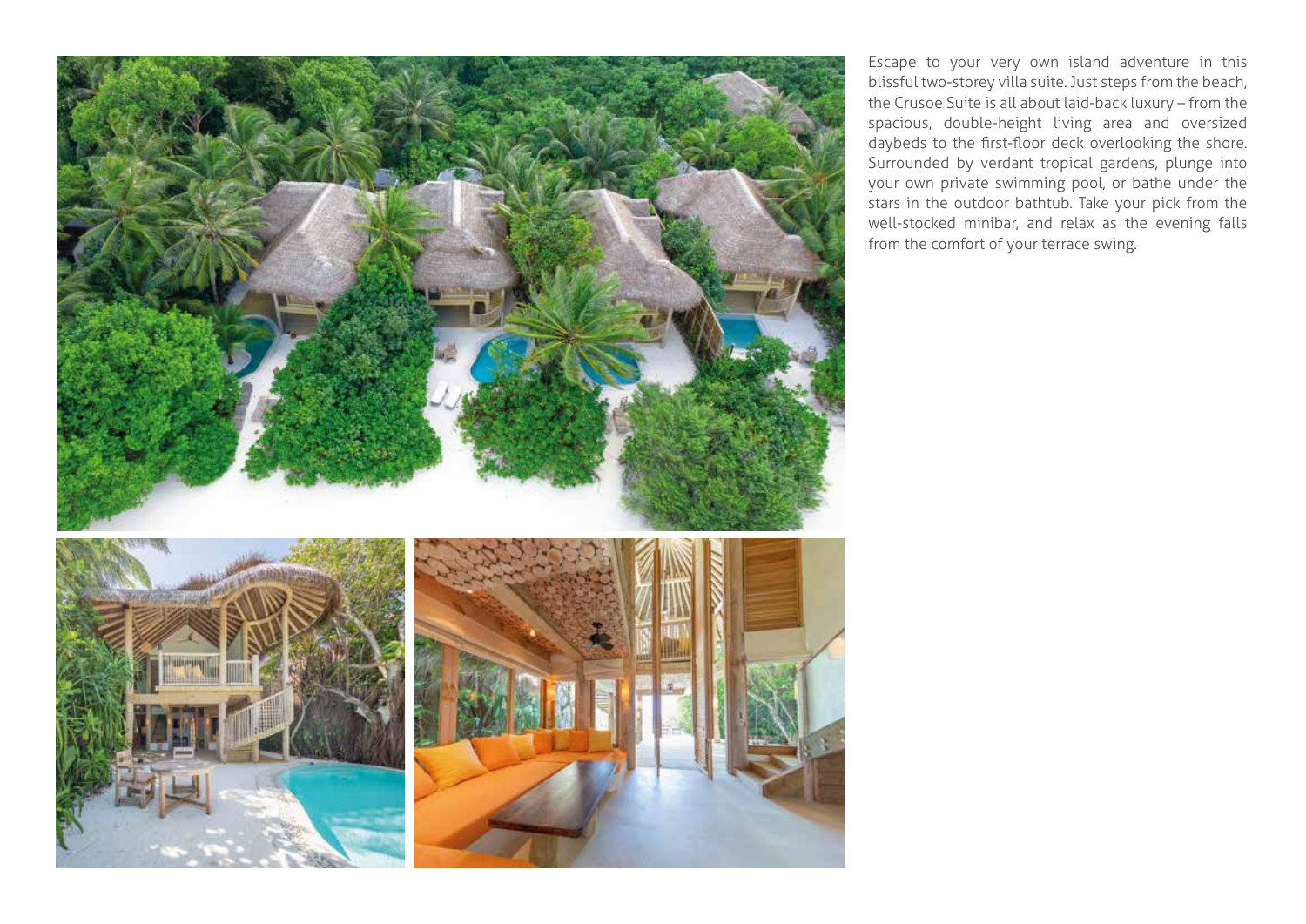Escape to your very own island adventure in this blissful two-storey villa suite. Just steps from the beach, the Crusoe Suite is all about laid-back luxury – from the spacious, double-height living area and oversized daybeds to the first-floor deck overlooking the shore. Surrounded by verdant tropical gardens, plunge into your own private swimming pool, or bathe under the stars in the outdoor bathtub. Take your pick from the well-stocked minibar, and relax as the evening falls from the comfort of your terrace swing.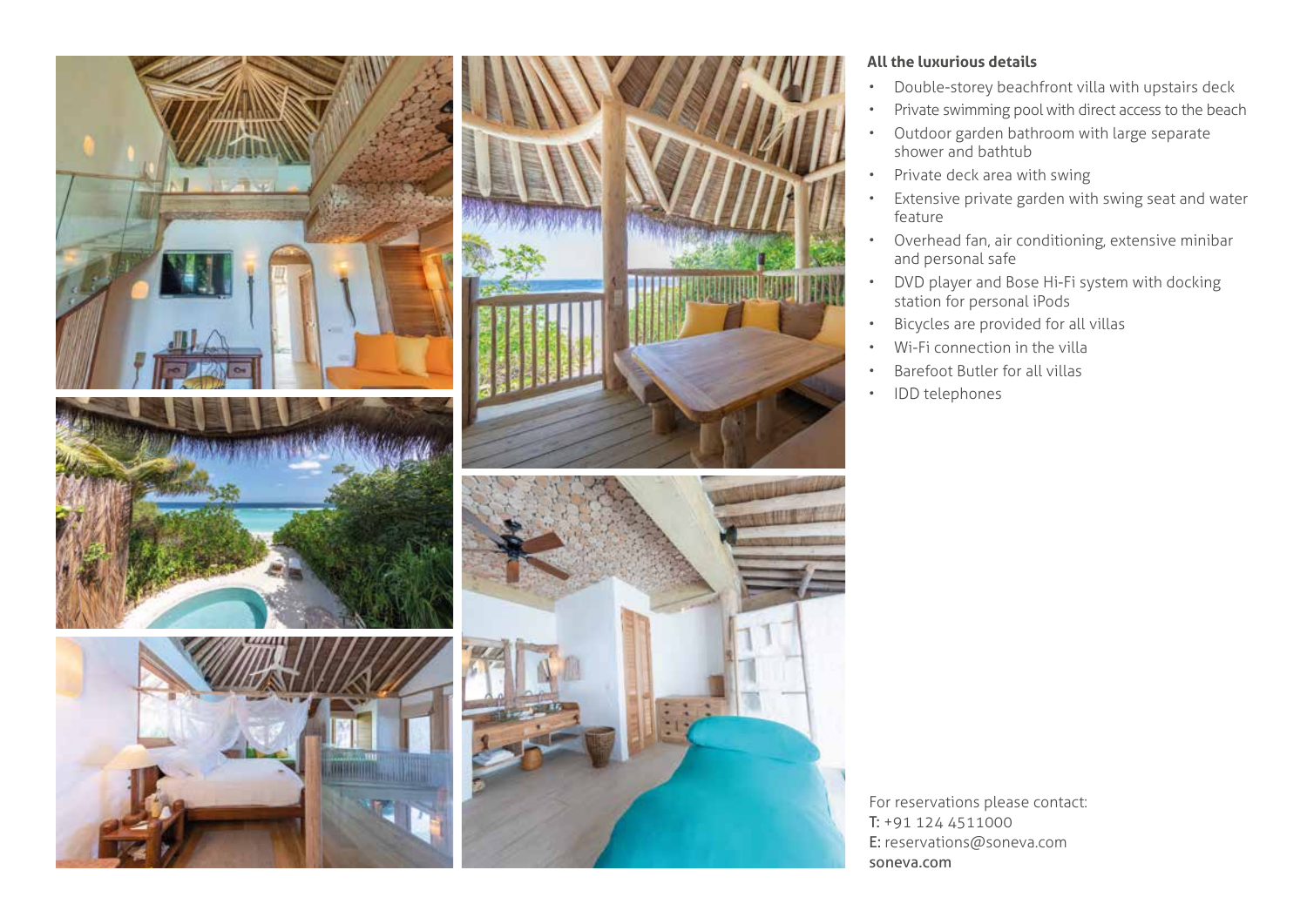**All the luxurious details**

- Double-storey beachfront villa with upstairs deck
- Private swimming pool with direct access to the beach
- Outdoor garden bathroom with large separate shower and bathtub
- Private deck area with swing
- Extensive private garden with swing seat and water feature
- Overhead fan, air conditioning, extensive minibar and personal safe
- DVD player and Bose Hi-Fi system with docking station for personal iPods
- Bicycles are provided for all villas
- Wi-Fi connection in the villa
- Barefoot Butler for all villas
- IDD telephones

For reservations please contact:
**T:** +91 124 4511000
**E:** reservations@soneva.com
soneva.com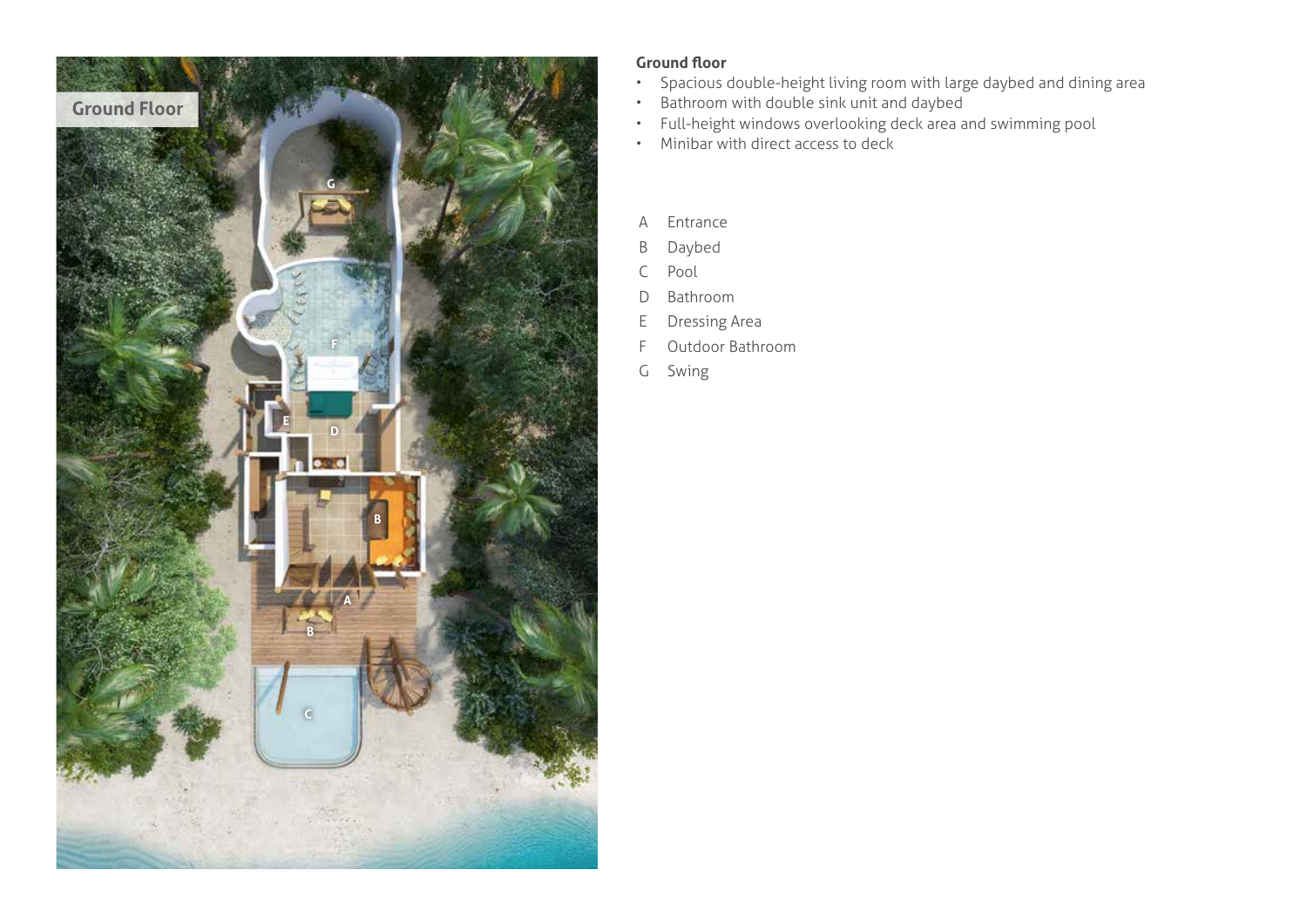## Ground floor

- Spacious double-height living room with large daybed and dining area
- Bathroom with double sink unit and daybed
- Full-height windows overlooking deck area and swimming pool
- Minibar with direct access to deck

A Entrance
B Daybed
C Pool
D Bathroom
E Dressing Area
F Outdoor Bathroom
G Swing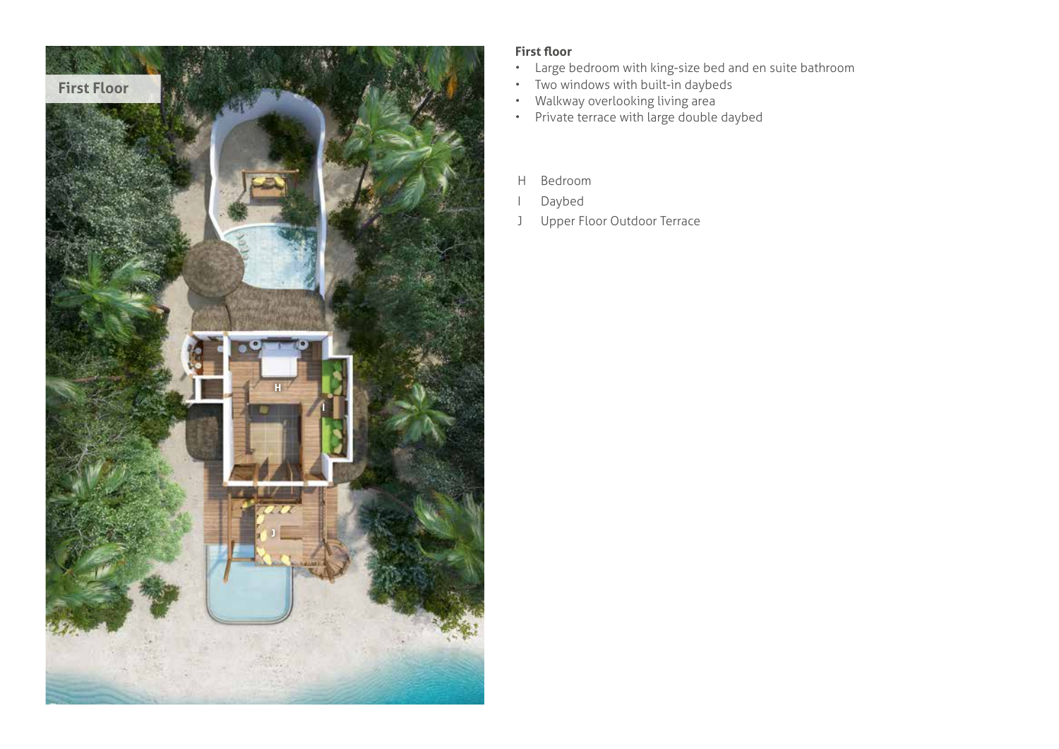First Floor

**First floor**

- Large bedroom with king-size bed and en suite bathroom
- Two windows with built-in daybeds
- Walkway overlooking living area
- Private terrace with large double daybed

H Bedroom

I Daybed

J Upper Floor Outdoor Terrace